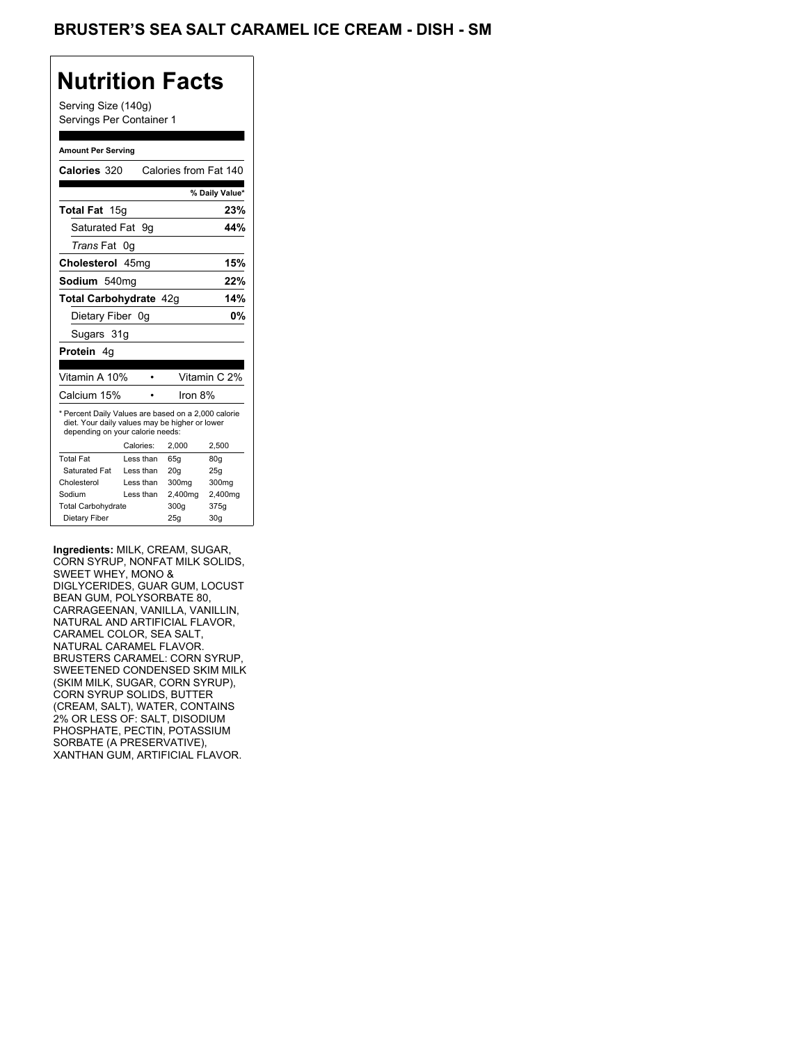# BRUSTER'S SEA SALT CARAMEL ICE CREAM - DISH - SM

## Nutrition Facts

Serving Size (140g)
Servings Per Container 1

**Amount Per Serving**

**Calories** 320 Calories from Fat 140

| | % Daily Value* |
|---|---|
| **Total Fat** 15g | **23%** |
| Saturated Fat 9g | **44%** |
| *Trans* Fat 0g | |
| **Cholesterol** 45mg | **15%** |
| **Sodium** 540mg | **22%** |
| **Total Carbohydrate** 42g | **14%** |
| Dietary Fiber 0g | **0%** |
| Sugars 31g | |
| **Protein** 4g | |

| | |
|---|---|
| Vitamin A 10% | Vitamin C 2% |
| Calcium 15% | Iron 8% |

* Percent Daily Values are based on a 2,000 calorie diet. Your daily values may be higher or lower depending on your calorie needs:

| | Calories: | 2,000 | 2,500 |
|---|---|---|---|
| Total Fat | Less than | 65g | 80g |
| Saturated Fat | Less than | 20g | 25g |
| Cholesterol | Less than | 300mg | 300mg |
| Sodium | Less than | 2,400mg | 2,400mg |
| Total Carbohydrate | | 300g | 375g |
| Dietary Fiber | | 25g | 30g |

**Ingredients:** MILK, CREAM, SUGAR, CORN SYRUP, NONFAT MILK SOLIDS, SWEET WHEY, MONO & DIGLYCERIDES, GUAR GUM, LOCUST BEAN GUM, POLYSORBATE 80, CARRAGEENAN, VANILLA, VANILLIN, NATURAL AND ARTIFICIAL FLAVOR, CARAMEL COLOR, SEA SALT, NATURAL CARAMEL FLAVOR. BRUSTERS CARAMEL: CORN SYRUP, SWEETENED CONDENSED SKIM MILK (SKIM MILK, SUGAR, CORN SYRUP), CORN SYRUP SOLIDS, BUTTER (CREAM, SALT), WATER, CONTAINS 2% OR LESS OF: SALT, DISODIUM PHOSPHATE, PECTIN, POTASSIUM SORBATE (A PRESERVATIVE), XANTHAN GUM, ARTIFICIAL FLAVOR.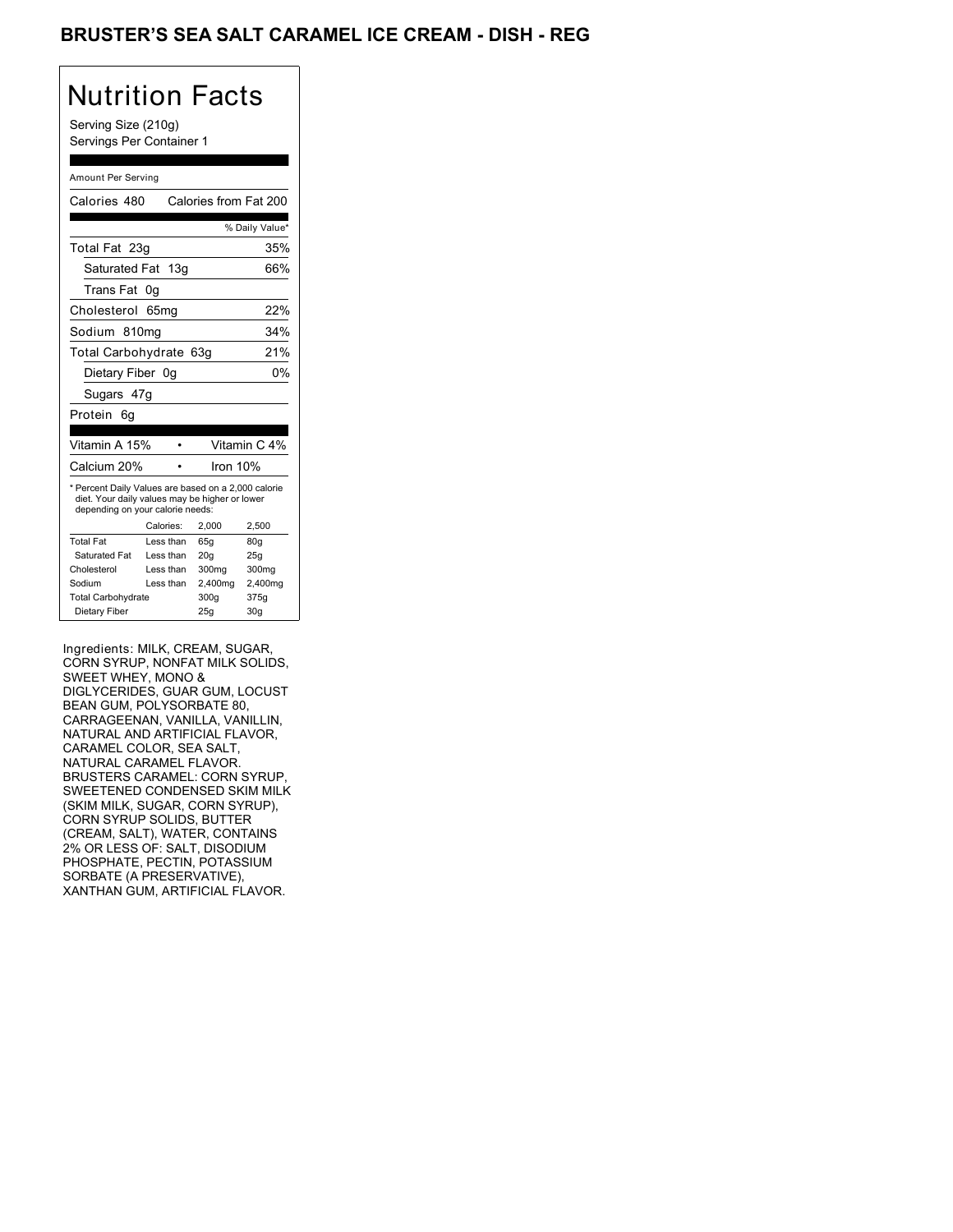# BRUSTER'S SEA SALT CARAMEL ICE CREAM - DISH - REG

## Nutrition Facts

Serving Size (210g)
Servings Per Container 1

Amount Per Serving

| Calories 480 | Calories from Fat 200 |
|---|---|
| | % Daily Value* |
| Total Fat 23g | 35% |
| Saturated Fat 13g | 66% |
| Trans Fat 0g | |
| Cholesterol 65mg | 22% |
| Sodium 810mg | 34% |
| Total Carbohydrate 63g | 21% |
| Dietary Fiber 0g | 0% |
| Sugars 47g | |
| Protein 6g | |

| Vitamin A 15% | • | Vitamin C 4% |
|---|---|---|
| Calcium 20% | • | Iron 10% |

* Percent Daily Values are based on a 2,000 calorie diet. Your daily values may be higher or lower depending on your calorie needs:

| | Calories: | 2,000 | 2,500 |
|---|---|---|---|
| Total Fat | Less than | 65g | 80g |
| Saturated Fat | Less than | 20g | 25g |
| Cholesterol | Less than | 300mg | 300mg |
| Sodium | Less than | 2,400mg | 2,400mg |
| Total Carbohydrate | | 300g | 375g |
| Dietary Fiber | | 25g | 30g |

Ingredients: MILK, CREAM, SUGAR, CORN SYRUP, NONFAT MILK SOLIDS, SWEET WHEY, MONO & DIGLYCERIDES, GUAR GUM, LOCUST BEAN GUM, POLYSORBATE 80, CARRAGEENAN, VANILLA, VANILLIN, NATURAL AND ARTIFICIAL FLAVOR, CARAMEL COLOR, SEA SALT, NATURAL CARAMEL FLAVOR. BRUSTERS CARAMEL: CORN SYRUP, SWEETENED CONDENSED SKIM MILK (SKIM MILK, SUGAR, CORN SYRUP), CORN SYRUP SOLIDS, BUTTER (CREAM, SALT), WATER, CONTAINS 2% OR LESS OF: SALT, DISODIUM PHOSPHATE, PECTIN, POTASSIUM SORBATE (A PRESERVATIVE), XANTHAN GUM, ARTIFICIAL FLAVOR.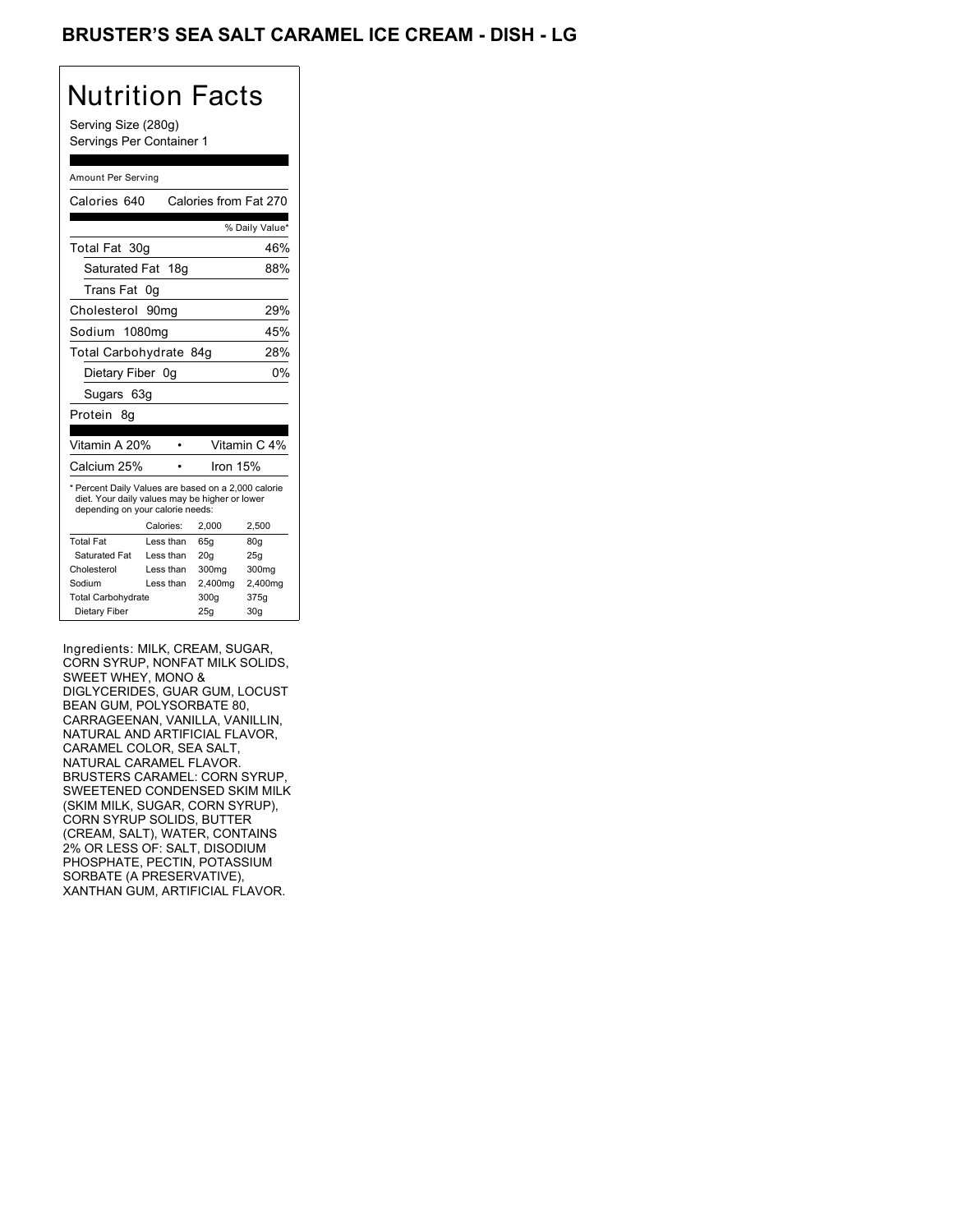# BRUSTER'S SEA SALT CARAMEL ICE CREAM - DISH - LG

## Nutrition Facts

Serving Size (280g)
Servings Per Container 1

Amount Per Serving

| Calories 640 | Calories from Fat 270 |
|---|---|
| | % Daily Value* |
| Total Fat 30g | 46% |
| Saturated Fat 18g | 88% |
| Trans Fat 0g | |
| Cholesterol 90mg | 29% |
| Sodium 1080mg | 45% |
| Total Carbohydrate 84g | 28% |
| Dietary Fiber 0g | 0% |
| Sugars 63g | |
| Protein 8g | |

| Vitamin A 20% | • | Vitamin C 4% |
|---|---|---|
| Calcium 25% | • | Iron 15% |

* Percent Daily Values are based on a 2,000 calorie diet. Your daily values may be higher or lower depending on your calorie needs:

| | Calories: | 2,000 | 2,500 |
|---|---|---|---|
| Total Fat | Less than | 65g | 80g |
| Saturated Fat | Less than | 20g | 25g |
| Cholesterol | Less than | 300mg | 300mg |
| Sodium | Less than | 2,400mg | 2,400mg |
| Total Carbohydrate | | 300g | 375g |
| Dietary Fiber | | 25g | 30g |

Ingredients: MILK, CREAM, SUGAR, CORN SYRUP, NONFAT MILK SOLIDS, SWEET WHEY, MONO & DIGLYCERIDES, GUAR GUM, LOCUST BEAN GUM, POLYSORBATE 80, CARRAGEENAN, VANILLA, VANILLIN, NATURAL AND ARTIFICIAL FLAVOR, CARAMEL COLOR, SEA SALT, NATURAL CARAMEL FLAVOR. BRUSTERS CARAMEL: CORN SYRUP, SWEETENED CONDENSED SKIM MILK (SKIM MILK, SUGAR, CORN SYRUP), CORN SYRUP SOLIDS, BUTTER (CREAM, SALT), WATER, CONTAINS 2% OR LESS OF: SALT, DISODIUM PHOSPHATE, PECTIN, POTASSIUM SORBATE (A PRESERVATIVE), XANTHAN GUM, ARTIFICIAL FLAVOR.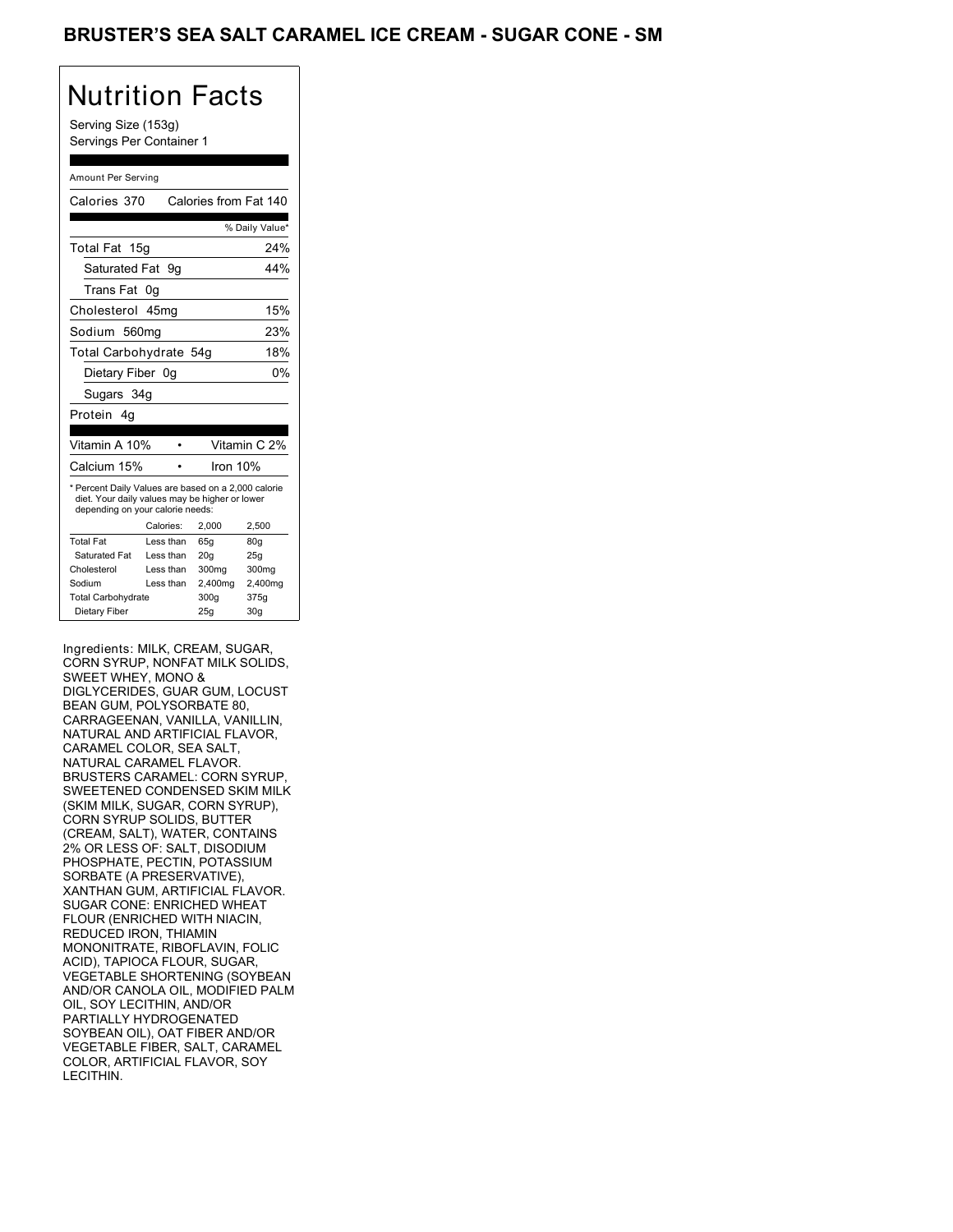# BRUSTER'S SEA SALT CARAMEL ICE CREAM - SUGAR CONE - SM

## Nutrition Facts

Serving Size (153g)
Servings Per Container 1

Amount Per Serving

| Calories 370 | Calories from Fat 140 |
|---|---|
| | % Daily Value* |
| Total Fat 15g | 24% |
| Saturated Fat 9g | 44% |
| Trans Fat 0g | |
| Cholesterol 45mg | 15% |
| Sodium 560mg | 23% |
| Total Carbohydrate 54g | 18% |
| Dietary Fiber 0g | 0% |
| Sugars 34g | |
| Protein 4g | |

| Vitamin A 10% | • | Vitamin C 2% |
|---|---|---|
| Calcium 15% | • | Iron 10% |

* Percent Daily Values are based on a 2,000 calorie diet. Your daily values may be higher or lower depending on your calorie needs:

| | Calories: | 2,000 | 2,500 |
|---|---|---|---|
| Total Fat | Less than | 65g | 80g |
| Saturated Fat | Less than | 20g | 25g |
| Cholesterol | Less than | 300mg | 300mg |
| Sodium | Less than | 2,400mg | 2,400mg |
| Total Carbohydrate | | 300g | 375g |
| Dietary Fiber | | 25g | 30g |

Ingredients: MILK, CREAM, SUGAR, CORN SYRUP, NONFAT MILK SOLIDS, SWEET WHEY, MONO & DIGLYCERIDES, GUAR GUM, LOCUST BEAN GUM, POLYSORBATE 80, CARRAGEENAN, VANILLA, VANILLIN, NATURAL AND ARTIFICIAL FLAVOR, CARAMEL COLOR, SEA SALT, NATURAL CARAMEL FLAVOR. BRUSTERS CARAMEL: CORN SYRUP, SWEETENED CONDENSED SKIM MILK (SKIM MILK, SUGAR, CORN SYRUP), CORN SYRUP SOLIDS, BUTTER (CREAM, SALT), WATER, CONTAINS 2% OR LESS OF: SALT, DISODIUM PHOSPHATE, PECTIN, POTASSIUM SORBATE (A PRESERVATIVE), XANTHAN GUM, ARTIFICIAL FLAVOR. SUGAR CONE: ENRICHED WHEAT FLOUR (ENRICHED WITH NIACIN, REDUCED IRON, THIAMIN MONONITRATE, RIBOFLAVIN, FOLIC ACID), TAPIOCA FLOUR, SUGAR, VEGETABLE SHORTENING (SOYBEAN AND/OR CANOLA OIL, MODIFIED PALM OIL, SOY LECITHIN, AND/OR PARTIALLY HYDROGENATED SOYBEAN OIL), OAT FIBER AND/OR VEGETABLE FIBER, SALT, CARAMEL COLOR, ARTIFICIAL FLAVOR, SOY LECITHIN.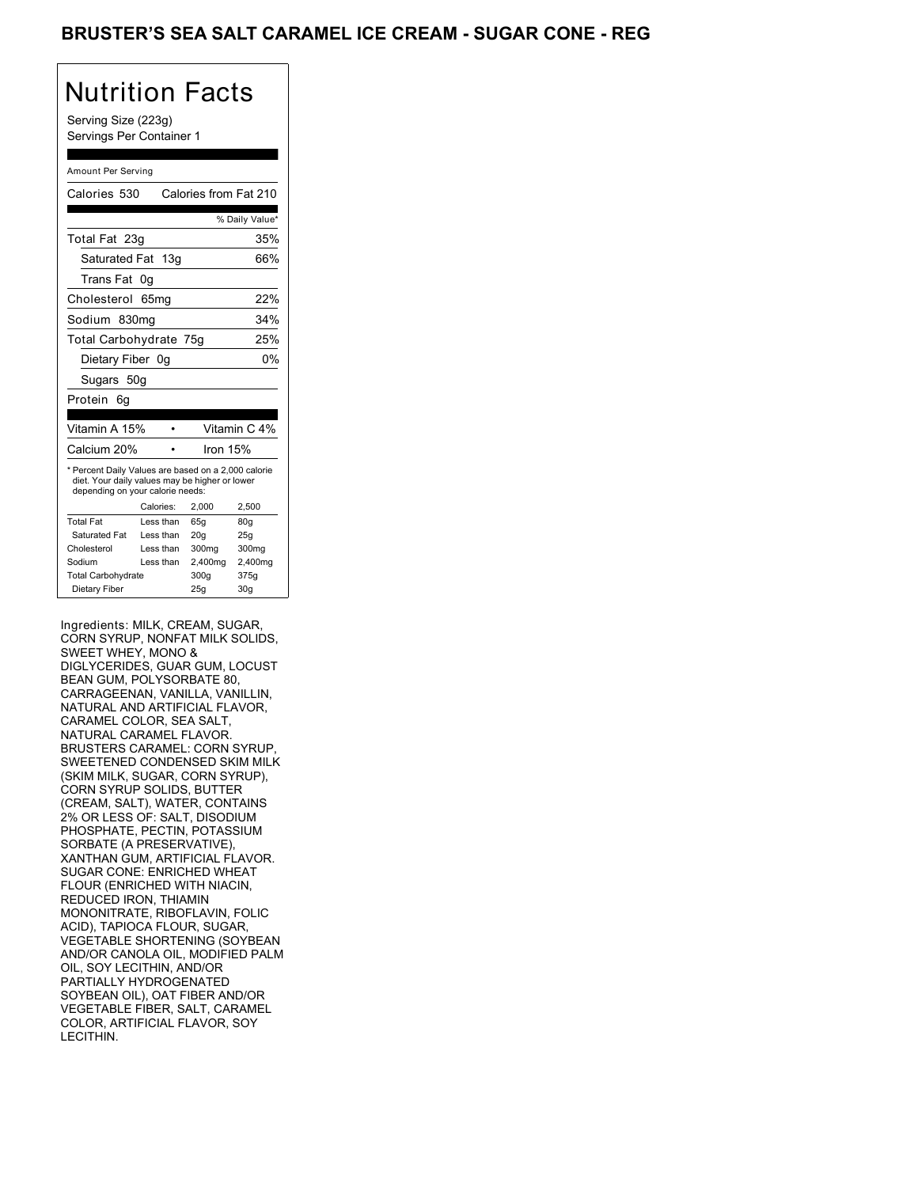# BRUSTER'S SEA SALT CARAMEL ICE CREAM - SUGAR CONE - REG

## Nutrition Facts

Serving Size (223g)
Servings Per Container 1

Amount Per Serving

| Calories 530 | Calories from Fat 210 |
|---|---|
| | % Daily Value* |
| Total Fat 23g | 35% |
| Saturated Fat 13g | 66% |
| Trans Fat 0g | |
| Cholesterol 65mg | 22% |
| Sodium 830mg | 34% |
| Total Carbohydrate 75g | 25% |
| Dietary Fiber 0g | 0% |
| Sugars 50g | |
| Protein 6g | |

| Vitamin A 15% | • | Vitamin C 4% |
|---|---|---|
| Calcium 20% | • | Iron 15% |

* Percent Daily Values are based on a 2,000 calorie diet. Your daily values may be higher or lower depending on your calorie needs:

| | Calories: | 2,000 | 2,500 |
|---|---|---|---|
| Total Fat | Less than | 65g | 80g |
| Saturated Fat | Less than | 20g | 25g |
| Cholesterol | Less than | 300mg | 300mg |
| Sodium | Less than | 2,400mg | 2,400mg |
| Total Carbohydrate | | 300g | 375g |
| Dietary Fiber | | 25g | 30g |

Ingredients: MILK, CREAM, SUGAR, CORN SYRUP, NONFAT MILK SOLIDS, SWEET WHEY, MONO & DIGLYCERIDES, GUAR GUM, LOCUST BEAN GUM, POLYSORBATE 80, CARRAGEENAN, VANILLA, VANILLIN, NATURAL AND ARTIFICIAL FLAVOR, CARAMEL COLOR, SEA SALT, NATURAL CARAMEL FLAVOR. BRUSTERS CARAMEL: CORN SYRUP, SWEETENED CONDENSED SKIM MILK (SKIM MILK, SUGAR, CORN SYRUP), CORN SYRUP SOLIDS, BUTTER (CREAM, SALT), WATER, CONTAINS 2% OR LESS OF: SALT, DISODIUM PHOSPHATE, PECTIN, POTASSIUM SORBATE (A PRESERVATIVE), XANTHAN GUM, ARTIFICIAL FLAVOR. SUGAR CONE: ENRICHED WHEAT FLOUR (ENRICHED WITH NIACIN, REDUCED IRON, THIAMIN MONONITRATE, RIBOFLAVIN, FOLIC ACID), TAPIOCA FLOUR, SUGAR, VEGETABLE SHORTENING (SOYBEAN AND/OR CANOLA OIL, MODIFIED PALM OIL, SOY LECITHIN, AND/OR PARTIALLY HYDROGENATED SOYBEAN OIL), OAT FIBER AND/OR VEGETABLE FIBER, SALT, CARAMEL COLOR, ARTIFICIAL FLAVOR, SOY LECITHIN.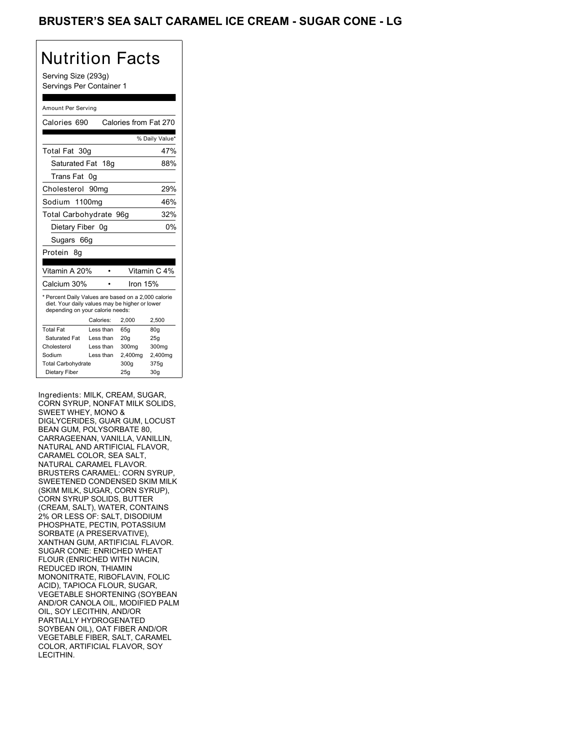# BRUSTER'S SEA SALT CARAMEL ICE CREAM - SUGAR CONE - LG

## Nutrition Facts

Serving Size (293g)
Servings Per Container 1

Amount Per Serving

| | |
|---|---|
| Calories 690 | Calories from Fat 270 |
| | % Daily Value* |
| Total Fat 30g | 47% |
| Saturated Fat 18g | 88% |
| Trans Fat 0g | |
| Cholesterol 90mg | 29% |
| Sodium 1100mg | 46% |
| Total Carbohydrate 96g | 32% |
| Dietary Fiber 0g | 0% |
| Sugars 66g | |
| Protein 8g | |

| | |
|---|---|
| Vitamin A 20% | Vitamin C 4% |
| Calcium 30% | Iron 15% |

* Percent Daily Values are based on a 2,000 calorie diet. Your daily values may be higher or lower depending on your calorie needs:

| | Calories: | 2,000 | 2,500 |
|---|---|---|---|
| Total Fat | Less than | 65g | 80g |
| Saturated Fat | Less than | 20g | 25g |
| Cholesterol | Less than | 300mg | 300mg |
| Sodium | Less than | 2,400mg | 2,400mg |
| Total Carbohydrate | | 300g | 375g |
| Dietary Fiber | | 25g | 30g |

Ingredients: MILK, CREAM, SUGAR, CORN SYRUP, NONFAT MILK SOLIDS, SWEET WHEY, MONO & DIGLYCERIDES, GUAR GUM, LOCUST BEAN GUM, POLYSORBATE 80, CARRAGEENAN, VANILLA, VANILLIN, NATURAL AND ARTIFICIAL FLAVOR, CARAMEL COLOR, SEA SALT, NATURAL CARAMEL FLAVOR. BRUSTERS CARAMEL: CORN SYRUP, SWEETENED CONDENSED SKIM MILK (SKIM MILK, SUGAR, CORN SYRUP), CORN SYRUP SOLIDS, BUTTER (CREAM, SALT), WATER, CONTAINS 2% OR LESS OF: SALT, DISODIUM PHOSPHATE, PECTIN, POTASSIUM SORBATE (A PRESERVATIVE), XANTHAN GUM, ARTIFICIAL FLAVOR. SUGAR CONE: ENRICHED WHEAT FLOUR (ENRICHED WITH NIACIN, REDUCED IRON, THIAMIN MONONITRATE, RIBOFLAVIN, FOLIC ACID), TAPIOCA FLOUR, SUGAR, VEGETABLE SHORTENING (SOYBEAN AND/OR CANOLA OIL, MODIFIED PALM OIL, SOY LECITHIN, AND/OR PARTIALLY HYDROGENATED SOYBEAN OIL), OAT FIBER AND/OR VEGETABLE FIBER, SALT, CARAMEL COLOR, ARTIFICIAL FLAVOR, SOY LECITHIN.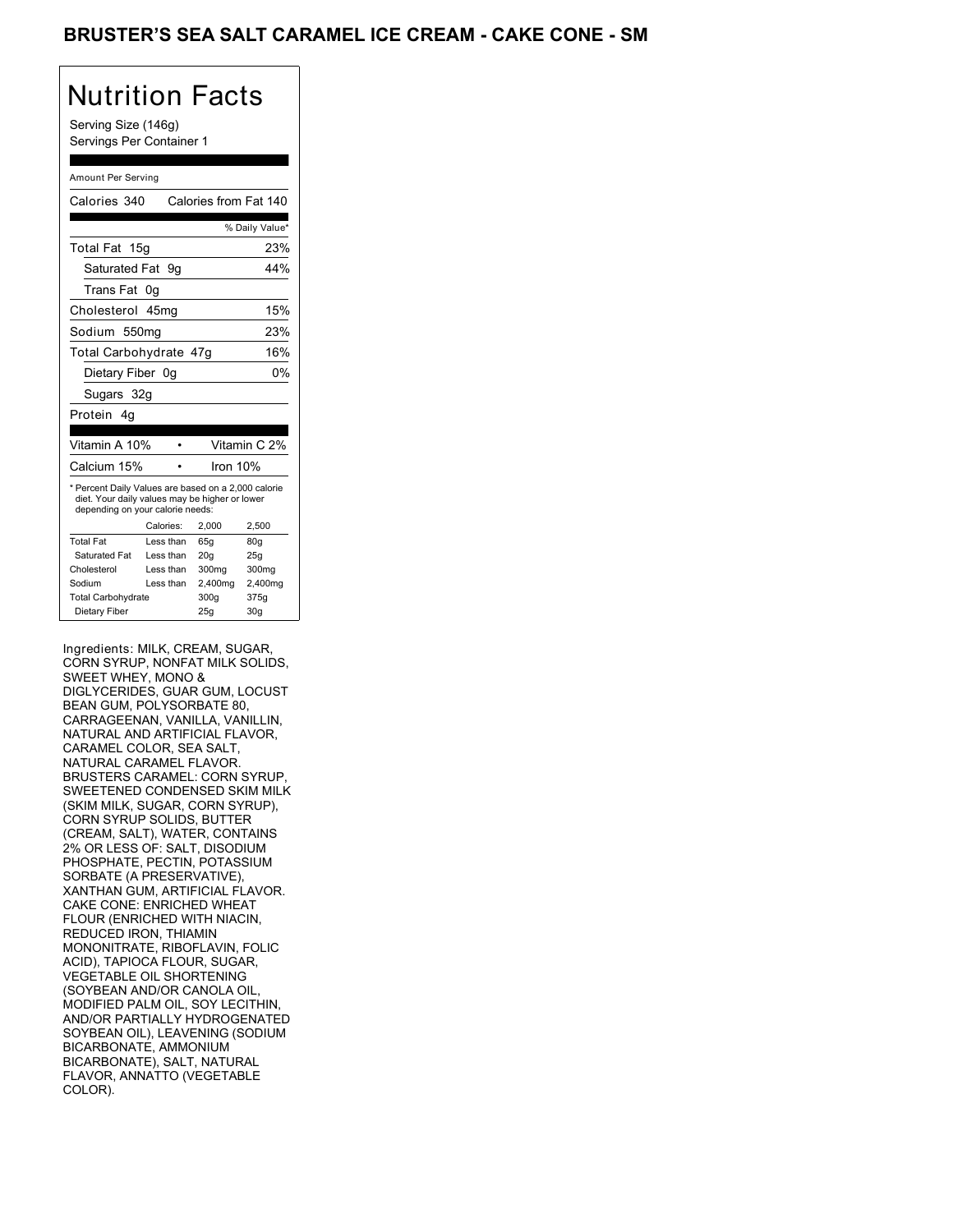# BRUSTER'S SEA SALT CARAMEL ICE CREAM - CAKE CONE - SM

## Nutrition Facts

Serving Size (146g)
Servings Per Container 1

Amount Per Serving

| Calories 340 | Calories from Fat 140 |
|---|---|
| | % Daily Value* |
| Total Fat 15g | 23% |
| Saturated Fat 9g | 44% |
| Trans Fat 0g | |
| Cholesterol 45mg | 15% |
| Sodium 550mg | 23% |
| Total Carbohydrate 47g | 16% |
| Dietary Fiber 0g | 0% |
| Sugars 32g | |
| Protein 4g | |

| Vitamin A 10% | Vitamin C 2% |
|---|---|
| Calcium 15% | Iron 10% |

* Percent Daily Values are based on a 2,000 calorie diet. Your daily values may be higher or lower depending on your calorie needs:

| | Calories: | 2,000 | 2,500 |
|---|---|---|---|
| Total Fat | Less than | 65g | 80g |
| Saturated Fat | Less than | 20g | 25g |
| Cholesterol | Less than | 300mg | 300mg |
| Sodium | Less than | 2,400mg | 2,400mg |
| Total Carbohydrate | | 300g | 375g |
| Dietary Fiber | | 25g | 30g |

Ingredients: MILK, CREAM, SUGAR, CORN SYRUP, NONFAT MILK SOLIDS, SWEET WHEY, MONO & DIGLYCERIDES, GUAR GUM, LOCUST BEAN GUM, POLYSORBATE 80, CARRAGEENAN, VANILLA, VANILLIN, NATURAL AND ARTIFICIAL FLAVOR, CARAMEL COLOR, SEA SALT, NATURAL CARAMEL FLAVOR. BRUSTERS CARAMEL: CORN SYRUP, SWEETENED CONDENSED SKIM MILK (SKIM MILK, SUGAR, CORN SYRUP), CORN SYRUP SOLIDS, BUTTER (CREAM, SALT), WATER, CONTAINS 2% OR LESS OF: SALT, DISODIUM PHOSPHATE, PECTIN, POTASSIUM SORBATE (A PRESERVATIVE), XANTHAN GUM, ARTIFICIAL FLAVOR. CAKE CONE: ENRICHED WHEAT FLOUR (ENRICHED WITH NIACIN, REDUCED IRON, THIAMIN MONONITRATE, RIBOFLAVIN, FOLIC ACID), TAPIOCA FLOUR, SUGAR, VEGETABLE OIL SHORTENING (SOYBEAN AND/OR CANOLA OIL, MODIFIED PALM OIL, SOY LECITHIN, AND/OR PARTIALLY HYDROGENATED SOYBEAN OIL), LEAVENING (SODIUM BICARBONATE, AMMONIUM BICARBONATE), SALT, NATURAL FLAVOR, ANNATTO (VEGETABLE COLOR).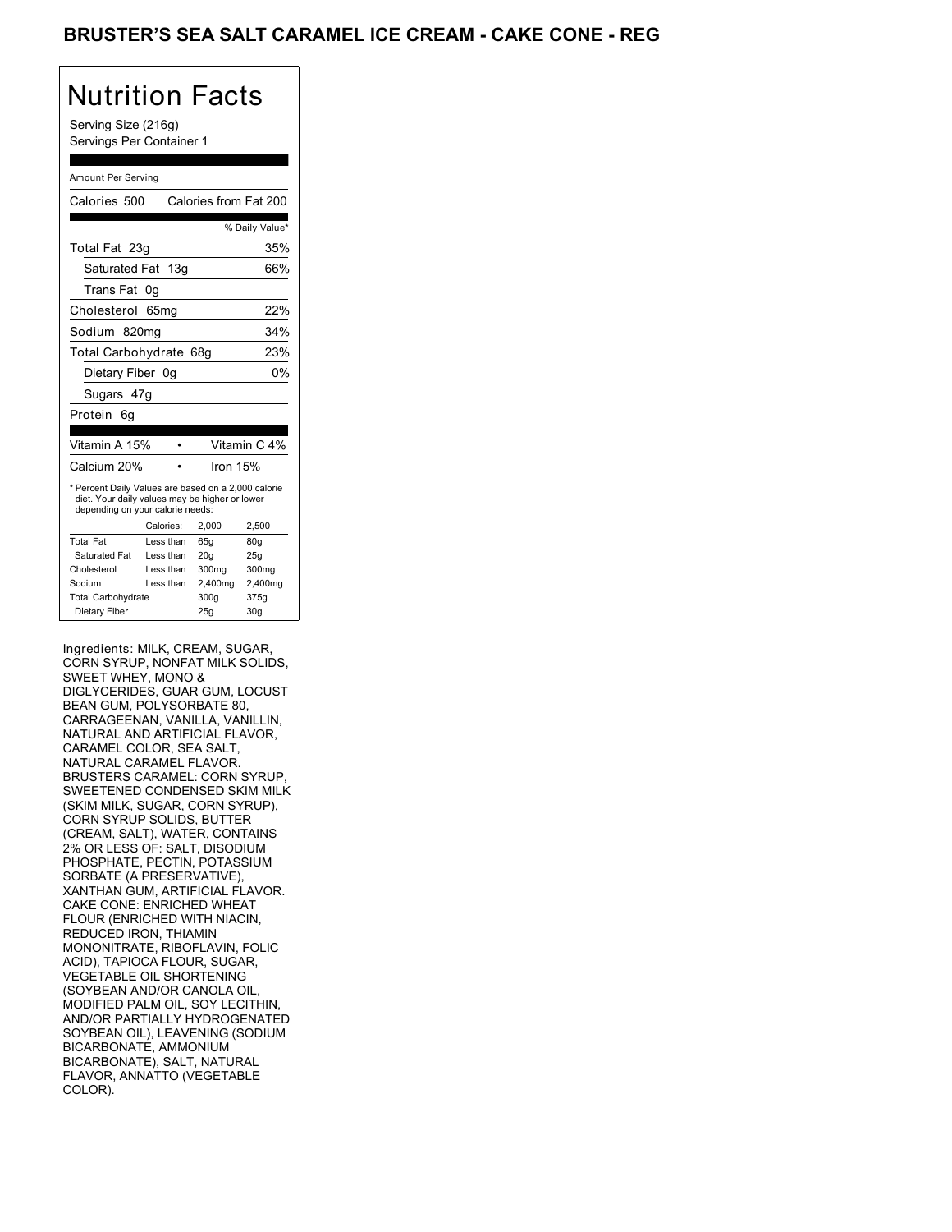# BRUSTER'S SEA SALT CARAMEL ICE CREAM - CAKE CONE - REG

## Nutrition Facts

Serving Size (216g)
Servings Per Container 1

Amount Per Serving

| Calories 500 | Calories from Fat 200 |
|---|---|
| | % Daily Value* |
| Total Fat 23g | 35% |
| Saturated Fat 13g | 66% |
| Trans Fat 0g | |
| Cholesterol 65mg | 22% |
| Sodium 820mg | 34% |
| Total Carbohydrate 68g | 23% |
| Dietary Fiber 0g | 0% |
| Sugars 47g | |
| Protein 6g | |

| Vitamin A 15% | • | Vitamin C 4% |
|---|---|---|
| Calcium 20% | • | Iron 15% |

* Percent Daily Values are based on a 2,000 calorie diet. Your daily values may be higher or lower depending on your calorie needs:

| | Calories: | 2,000 | 2,500 |
|---|---|---|---|
| Total Fat | Less than | 65g | 80g |
| Saturated Fat | Less than | 20g | 25g |
| Cholesterol | Less than | 300mg | 300mg |
| Sodium | Less than | 2,400mg | 2,400mg |
| Total Carbohydrate | | 300g | 375g |
| Dietary Fiber | | 25g | 30g |

Ingredients: MILK, CREAM, SUGAR, CORN SYRUP, NONFAT MILK SOLIDS, SWEET WHEY, MONO & DIGLYCERIDES, GUAR GUM, LOCUST BEAN GUM, POLYSORBATE 80, CARRAGEENAN, VANILLA, VANILLIN, NATURAL AND ARTIFICIAL FLAVOR, CARAMEL COLOR, SEA SALT, NATURAL CARAMEL FLAVOR. BRUSTERS CARAMEL: CORN SYRUP, SWEETENED CONDENSED SKIM MILK (SKIM MILK, SUGAR, CORN SYRUP), CORN SYRUP SOLIDS, BUTTER (CREAM, SALT), WATER, CONTAINS 2% OR LESS OF: SALT, DISODIUM PHOSPHATE, PECTIN, POTASSIUM SORBATE (A PRESERVATIVE), XANTHAN GUM, ARTIFICIAL FLAVOR. CAKE CONE: ENRICHED WHEAT FLOUR (ENRICHED WITH NIACIN, REDUCED IRON, THIAMIN MONONITRATE, RIBOFLAVIN, FOLIC ACID), TAPIOCA FLOUR, SUGAR, VEGETABLE OIL SHORTENING (SOYBEAN AND/OR CANOLA OIL, MODIFIED PALM OIL, SOY LECITHIN, AND/OR PARTIALLY HYDROGENATED SOYBEAN OIL), LEAVENING (SODIUM BICARBONATE, AMMONIUM BICARBONATE), SALT, NATURAL FLAVOR, ANNATTO (VEGETABLE COLOR).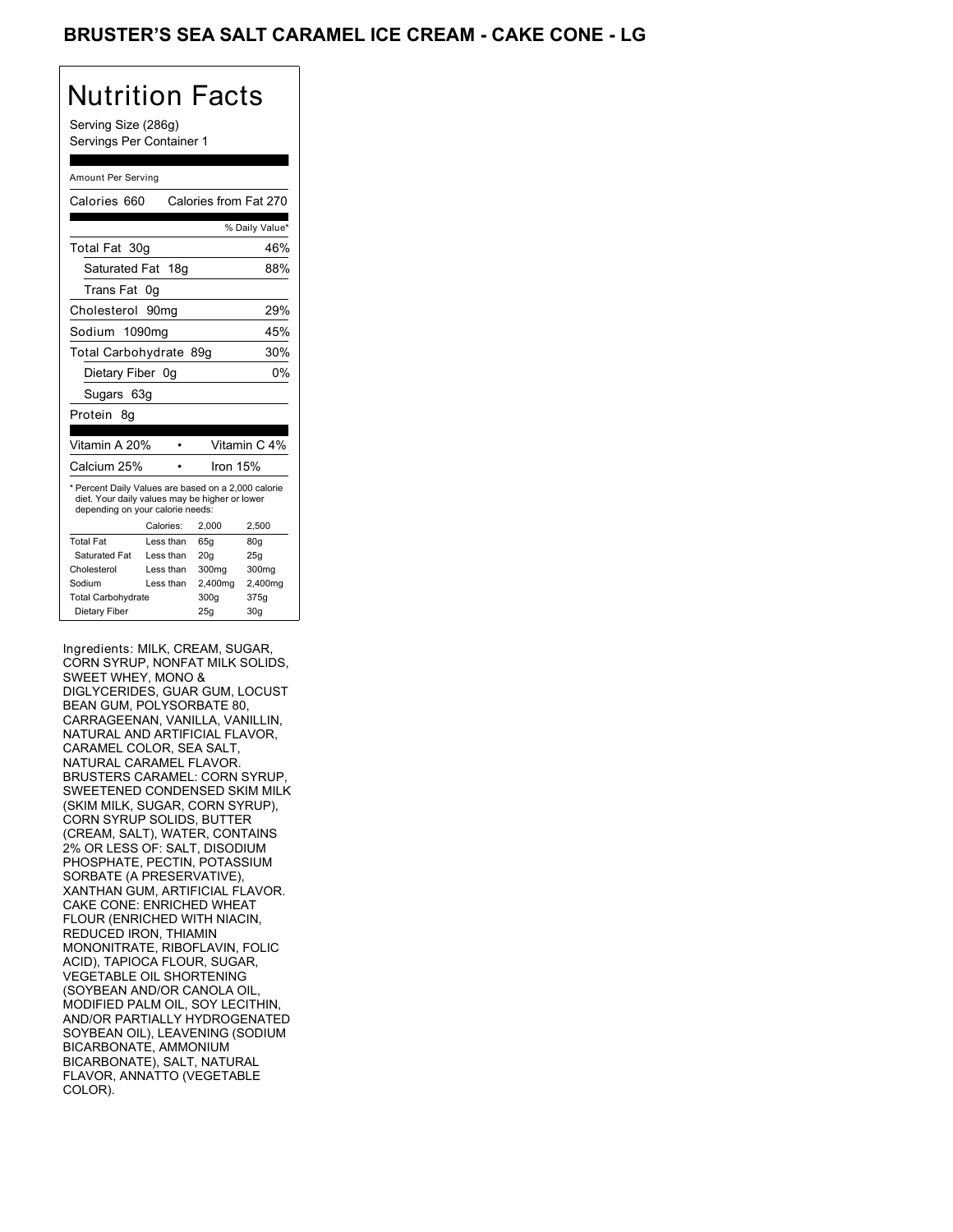# BRUSTER'S SEA SALT CARAMEL ICE CREAM - CAKE CONE - LG

## Nutrition Facts

Serving Size (286g)
Servings Per Container 1

Amount Per Serving

Calories 660 Calories from Fat 270

| | % Daily Value* |
|---|---|
| Total Fat 30g | 46% |
| Saturated Fat 18g | 88% |
| Trans Fat 0g | |
| Cholesterol 90mg | 29% |
| Sodium 1090mg | 45% |
| Total Carbohydrate 89g | 30% |
| Dietary Fiber 0g | 0% |
| Sugars 63g | |
| Protein 8g | |

| | | |
|---|---|---|
| Vitamin A 20% | • | Vitamin C 4% |
| Calcium 25% | • | Iron 15% |

* Percent Daily Values are based on a 2,000 calorie diet. Your daily values may be higher or lower depending on your calorie needs:

| | Calories: | 2,000 | 2,500 |
|---|---|---|---|
| Total Fat | Less than | 65g | 80g |
| Saturated Fat | Less than | 20g | 25g |
| Cholesterol | Less than | 300mg | 300mg |
| Sodium | Less than | 2,400mg | 2,400mg |
| Total Carbohydrate | | 300g | 375g |
| Dietary Fiber | | 25g | 30g |

Ingredients: MILK, CREAM, SUGAR, CORN SYRUP, NONFAT MILK SOLIDS, SWEET WHEY, MONO & DIGLYCERIDES, GUAR GUM, LOCUST BEAN GUM, POLYSORBATE 80, CARRAGEENAN, VANILLA, VANILLIN, NATURAL AND ARTIFICIAL FLAVOR, CARAMEL COLOR, SEA SALT, NATURAL CARAMEL FLAVOR. BRUSTERS CARAMEL: CORN SYRUP, SWEETENED CONDENSED SKIM MILK (SKIM MILK, SUGAR, CORN SYRUP), CORN SYRUP SOLIDS, BUTTER (CREAM, SALT), WATER, CONTAINS 2% OR LESS OF: SALT, DISODIUM PHOSPHATE, PECTIN, POTASSIUM SORBATE (A PRESERVATIVE), XANTHAN GUM, ARTIFICIAL FLAVOR. CAKE CONE: ENRICHED WHEAT FLOUR (ENRICHED WITH NIACIN, REDUCED IRON, THIAMIN MONONITRATE, RIBOFLAVIN, FOLIC ACID), TAPIOCA FLOUR, SUGAR, VEGETABLE OIL SHORTENING (SOYBEAN AND/OR CANOLA OIL, MODIFIED PALM OIL, SOY LECITHIN, AND/OR PARTIALLY HYDROGENATED SOYBEAN OIL), LEAVENING (SODIUM BICARBONATE, AMMONIUM BICARBONATE), SALT, NATURAL FLAVOR, ANNATTO (VEGETABLE COLOR).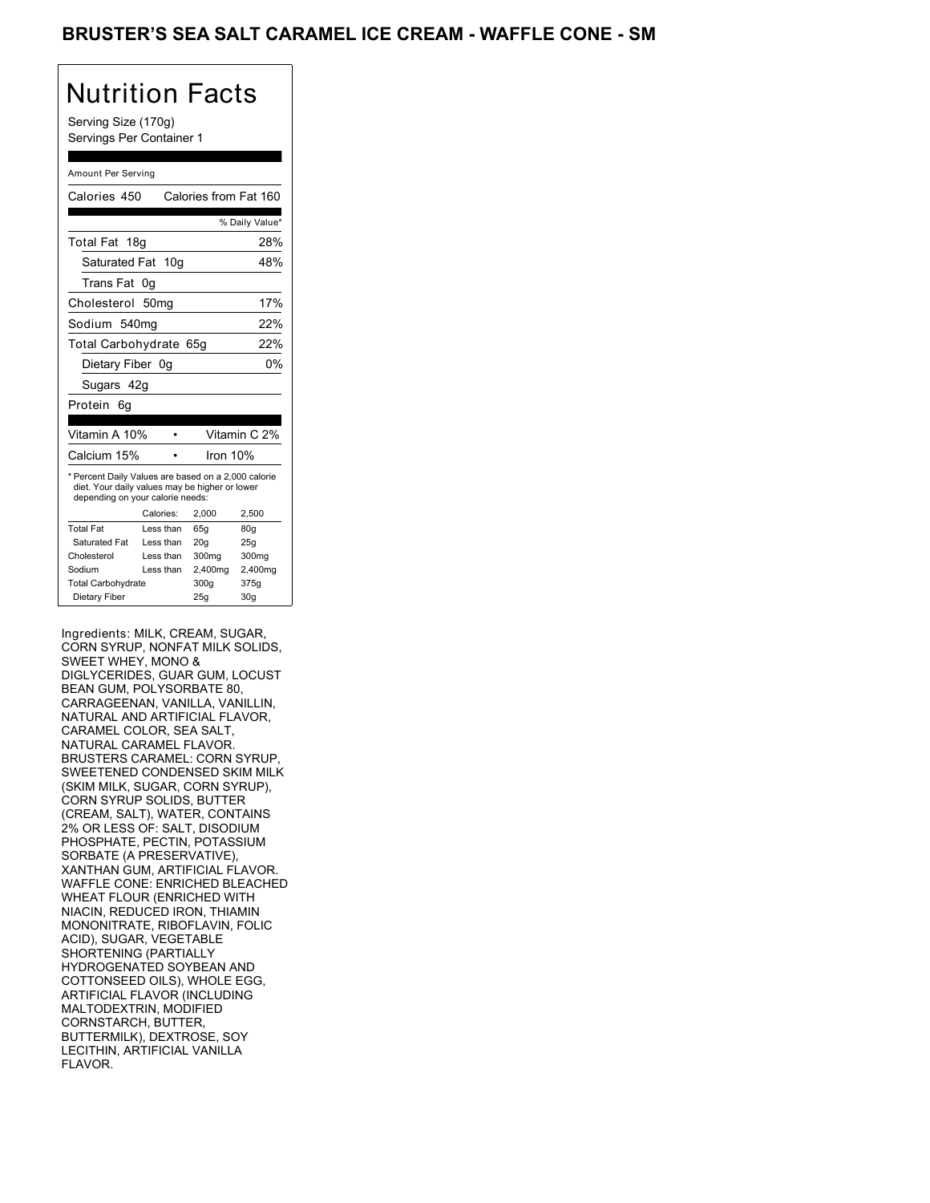# BRUSTER'S SEA SALT CARAMEL ICE CREAM - WAFFLE CONE - SM

## Nutrition Facts

Serving Size (170g)
Servings Per Container 1

Amount Per Serving

Calories 450 | Calories from Fat 160

| | % Daily Value* |
|---|---|
| Total Fat 18g | 28% |
| Saturated Fat 10g | 48% |
| Trans Fat 0g | |
| Cholesterol 50mg | 17% |
| Sodium 540mg | 22% |
| Total Carbohydrate 65g | 22% |
| Dietary Fiber 0g | 0% |
| Sugars 42g | |
| Protein 6g | |

| | |
|---|---|
| Vitamin A 10% | Vitamin C 2% |
| Calcium 15% | Iron 10% |

* Percent Daily Values are based on a 2,000 calorie diet. Your daily values may be higher or lower depending on your calorie needs:

| | Calories: | 2,000 | 2,500 |
|---|---|---|---|
| Total Fat | Less than | 65g | 80g |
| Saturated Fat | Less than | 20g | 25g |
| Cholesterol | Less than | 300mg | 300mg |
| Sodium | Less than | 2,400mg | 2,400mg |
| Total Carbohydrate | | 300g | 375g |
| Dietary Fiber | | 25g | 30g |

Ingredients: MILK, CREAM, SUGAR, CORN SYRUP, NONFAT MILK SOLIDS, SWEET WHEY, MONO & DIGLYCERIDES, GUAR GUM, LOCUST BEAN GUM, POLYSORBATE 80, CARRAGEENAN, VANILLA, VANILLIN, NATURAL AND ARTIFICIAL FLAVOR, CARAMEL COLOR, SEA SALT, NATURAL CARAMEL FLAVOR. BRUSTERS CARAMEL: CORN SYRUP, SWEETENED CONDENSED SKIM MILK (SKIM MILK, SUGAR, CORN SYRUP), CORN SYRUP SOLIDS, BUTTER (CREAM, SALT), WATER, CONTAINS 2% OR LESS OF: SALT, DISODIUM PHOSPHATE, PECTIN, POTASSIUM SORBATE (A PRESERVATIVE), XANTHAN GUM, ARTIFICIAL FLAVOR. WAFFLE CONE: ENRICHED BLEACHED WHEAT FLOUR (ENRICHED WITH NIACIN, REDUCED IRON, THIAMIN MONONITRATE, RIBOFLAVIN, FOLIC ACID), SUGAR, VEGETABLE SHORTENING (PARTIALLY HYDROGENATED SOYBEAN AND COTTONSEED OILS), WHOLE EGG, ARTIFICIAL FLAVOR (INCLUDING MALTODEXTRIN, MODIFIED CORNSTARCH, BUTTER, BUTTERMILK), DEXTROSE, SOY LECITHIN, ARTIFICIAL VANILLA FLAVOR.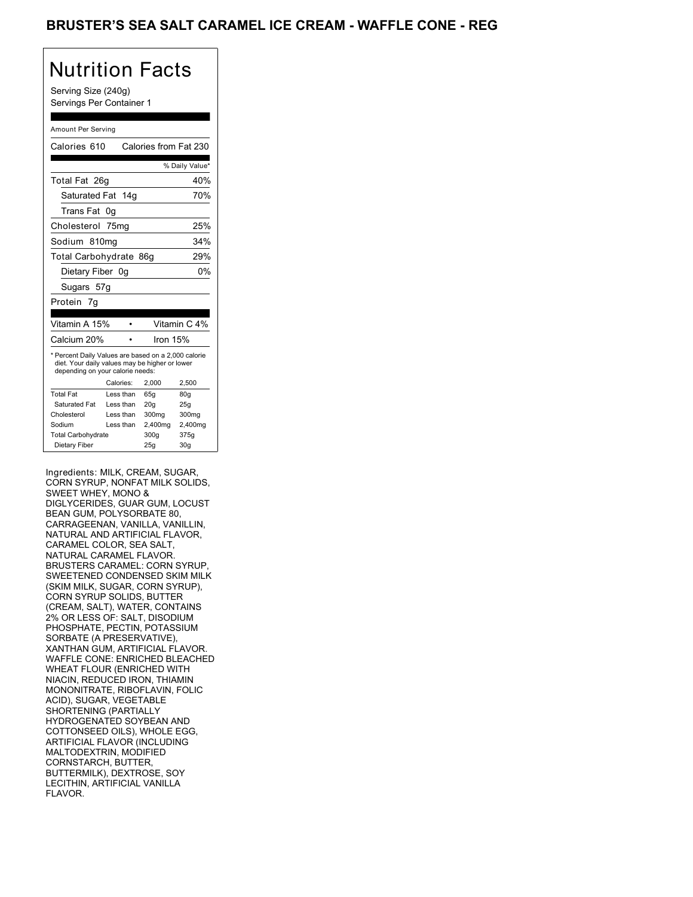# BRUSTER'S SEA SALT CARAMEL ICE CREAM - WAFFLE CONE - REG

## Nutrition Facts

Serving Size (240g)
Servings Per Container 1

Amount Per Serving

| Calories 610 | Calories from Fat 230 |
|---|---|
| | % Daily Value* |
| Total Fat 26g | 40% |
| Saturated Fat 14g | 70% |
| Trans Fat 0g | |
| Cholesterol 75mg | 25% |
| Sodium 810mg | 34% |
| Total Carbohydrate 86g | 29% |
| Dietary Fiber 0g | 0% |
| Sugars 57g | |
| Protein 7g | |

| Vitamin A 15% | • | Vitamin C 4% |
|---|---|---|
| Calcium 20% | • | Iron 15% |

* Percent Daily Values are based on a 2,000 calorie diet. Your daily values may be higher or lower depending on your calorie needs:

| | Calories: | 2,000 | 2,500 |
|---|---|---|---|
| Total Fat | Less than | 65g | 80g |
| Saturated Fat | Less than | 20g | 25g |
| Cholesterol | Less than | 300mg | 300mg |
| Sodium | Less than | 2,400mg | 2,400mg |
| Total Carbohydrate | | 300g | 375g |
| Dietary Fiber | | 25g | 30g |

Ingredients: MILK, CREAM, SUGAR, CORN SYRUP, NONFAT MILK SOLIDS, SWEET WHEY, MONO & DIGLYCERIDES, GUAR GUM, LOCUST BEAN GUM, POLYSORBATE 80, CARRAGEENAN, VANILLA, VANILLIN, NATURAL AND ARTIFICIAL FLAVOR, CARAMEL COLOR, SEA SALT, NATURAL CARAMEL FLAVOR. BRUSTERS CARAMEL: CORN SYRUP, SWEETENED CONDENSED SKIM MILK (SKIM MILK, SUGAR, CORN SYRUP), CORN SYRUP SOLIDS, BUTTER (CREAM, SALT), WATER, CONTAINS 2% OR LESS OF: SALT, DISODIUM PHOSPHATE, PECTIN, POTASSIUM SORBATE (A PRESERVATIVE), XANTHAN GUM, ARTIFICIAL FLAVOR. WAFFLE CONE: ENRICHED BLEACHED WHEAT FLOUR (ENRICHED WITH NIACIN, REDUCED IRON, THIAMIN MONONITRATE, RIBOFLAVIN, FOLIC ACID), SUGAR, VEGETABLE SHORTENING (PARTIALLY HYDROGENATED SOYBEAN AND COTTONSEED OILS), WHOLE EGG, ARTIFICIAL FLAVOR (INCLUDING MALTODEXTRIN, MODIFIED CORNSTARCH, BUTTER, BUTTERMILK), DEXTROSE, SOY LECITHIN, ARTIFICIAL VANILLA FLAVOR.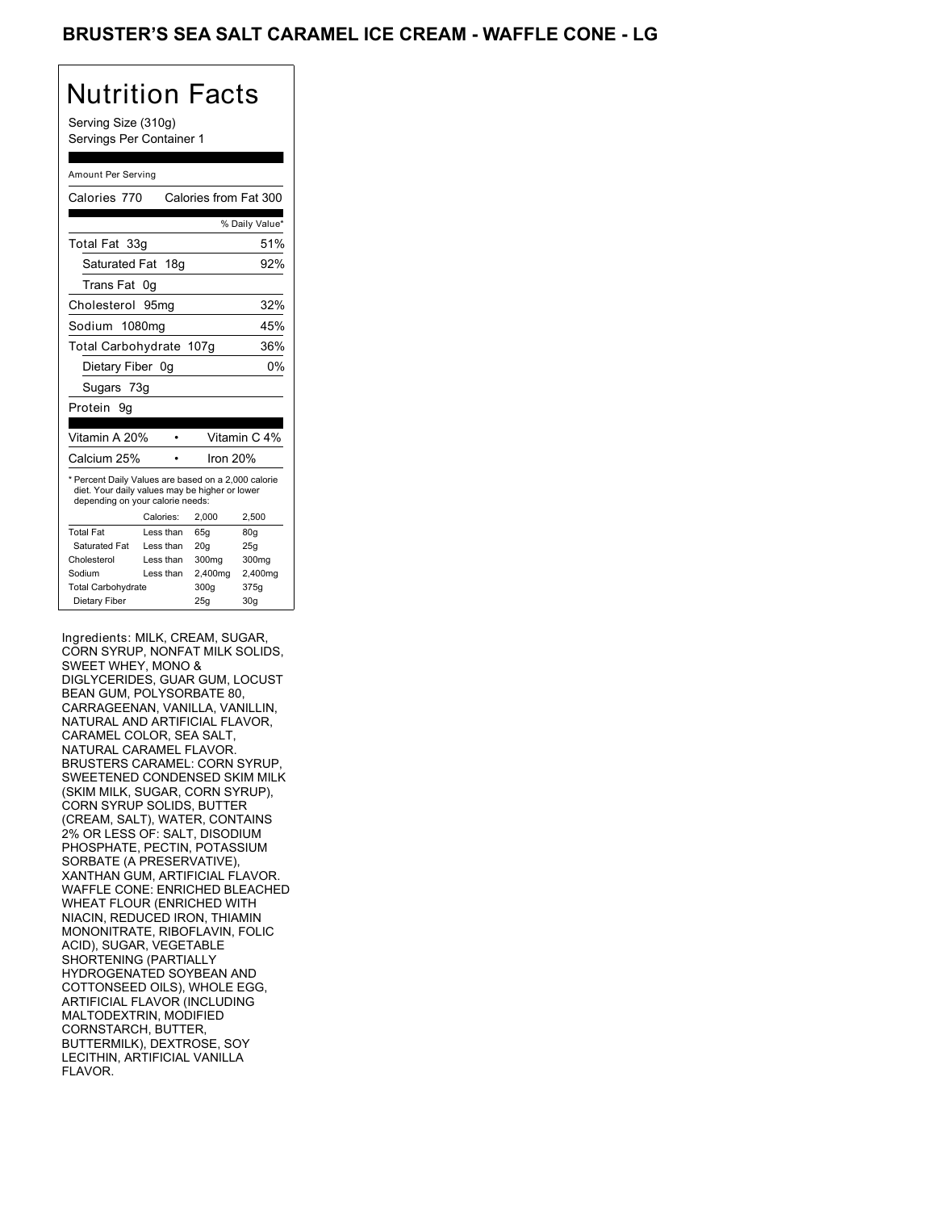# BRUSTER'S SEA SALT CARAMEL ICE CREAM - WAFFLE CONE - LG

## Nutrition Facts

Serving Size (310g)
Servings Per Container 1

Amount Per Serving

Calories 770 Calories from Fat 300

| | % Daily Value* |
|---|---|
| Total Fat 33g | 51% |
| Saturated Fat 18g | 92% |
| Trans Fat 0g | |
| Cholesterol 95mg | 32% |
| Sodium 1080mg | 45% |
| Total Carbohydrate 107g | 36% |
| Dietary Fiber 0g | 0% |
| Sugars 73g | |
| Protein 9g | |

| | |
|---|---|
| Vitamin A 20% | Vitamin C 4% |
| Calcium 25% | Iron 20% |

* Percent Daily Values are based on a 2,000 calorie diet. Your daily values may be higher or lower depending on your calorie needs:

| | Calories: | 2,000 | 2,500 |
|---|---|---|---|
| Total Fat | Less than | 65g | 80g |
| Saturated Fat | Less than | 20g | 25g |
| Cholesterol | Less than | 300mg | 300mg |
| Sodium | Less than | 2,400mg | 2,400mg |
| Total Carbohydrate | | 300g | 375g |
| Dietary Fiber | | 25g | 30g |

Ingredients: MILK, CREAM, SUGAR, CORN SYRUP, NONFAT MILK SOLIDS, SWEET WHEY, MONO & DIGLYCERIDES, GUAR GUM, LOCUST BEAN GUM, POLYSORBATE 80, CARRAGEENAN, VANILLA, VANILLIN, NATURAL AND ARTIFICIAL FLAVOR, CARAMEL COLOR, SEA SALT, NATURAL CARAMEL FLAVOR. BRUSTERS CARAMEL: CORN SYRUP, SWEETENED CONDENSED SKIM MILK (SKIM MILK, SUGAR, CORN SYRUP), CORN SYRUP SOLIDS, BUTTER (CREAM, SALT), WATER, CONTAINS 2% OR LESS OF: SALT, DISODIUM PHOSPHATE, PECTIN, POTASSIUM SORBATE (A PRESERVATIVE), XANTHAN GUM, ARTIFICIAL FLAVOR. WAFFLE CONE: ENRICHED BLEACHED WHEAT FLOUR (ENRICHED WITH NIACIN, REDUCED IRON, THIAMIN MONONITRATE, RIBOFLAVIN, FOLIC ACID), SUGAR, VEGETABLE SHORTENING (PARTIALLY HYDROGENATED SOYBEAN AND COTTONSEED OILS), WHOLE EGG, ARTIFICIAL FLAVOR (INCLUDING MALTODEXTRIN, MODIFIED CORNSTARCH, BUTTER, BUTTERMILK), DEXTROSE, SOY LECITHIN, ARTIFICIAL VANILLA FLAVOR.